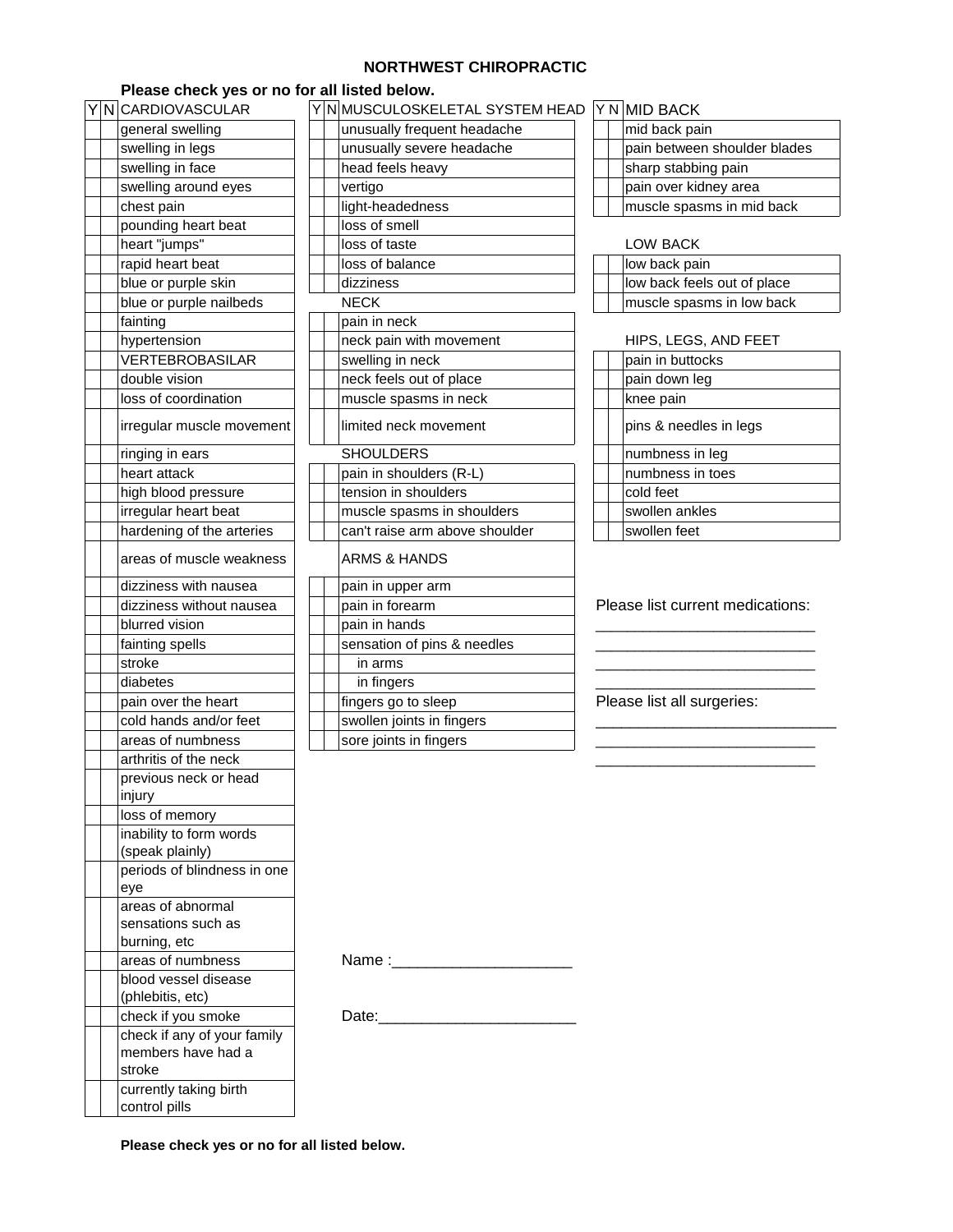# NORTHWEST CHIROPRACTIC

**Please check yes or no for all listed below.**

| Y | N | CARDIOVASCULAR |
|---|---|---|
| | | general swelling |
| | | swelling in legs |
| | | swelling in face |
| | | swelling around eyes |
| | | chest pain |
| | | pounding heart beat |
| | | heart "jumps" |
| | | rapid heart beat |
| | | blue or purple skin |
| | | blue or purple nailbeds |
| | | fainting |
| | | hypertension |
| | | VERTEBROBASILAR |
| | | double vision |
| | | loss of coordination |
| | | irregular muscle movement |
| | | ringing in ears |
| | | heart attack |
| | | high blood pressure |
| | | irregular heart beat |
| | | hardening of the arteries |
| | | areas of muscle weakness |
| | | dizziness with nausea |
| | | dizziness without nausea |
| | | blurred vision |
| | | fainting spells |
| | | stroke |
| | | diabetes |
| | | pain over the heart |
| | | cold hands and/or feet |
| | | areas of numbness |
| | | arthritis of the neck |
| | | previous neck or head injury |
| | | loss of memory |
| | | inability to form words (speak plainly) |
| | | periods of blindness in one eye |
| | | areas of abnormal sensations such as burning, etc |
| | | areas of numbness |
| | | blood vessel disease (phlebitis, etc) |
| | | check if you smoke |
| | | check if any of your family members have had a stroke |
| | | currently taking birth control pills |

| Y | N | MUSCULOSKELETAL SYSTEM HEAD |
|---|---|---|
| | | unusually frequent headache |
| | | unusually severe headache |
| | | head feels heavy |
| | | vertigo |
| | | light-headedness |
| | | loss of smell |
| | | loss of taste |
| | | loss of balance |
| | | dizziness |
| | | NECK |
| | | pain in neck |
| | | neck pain with movement |
| | | swelling in neck |
| | | neck feels out of place |
| | | muscle spasms in neck |
| | | limited neck movement |
| | | SHOULDERS |
| | | pain in shoulders (R-L) |
| | | tension in shoulders |
| | | muscle spasms in shoulders |
| | | can't raise arm above shoulder |
| | | ARMS & HANDS |
| | | pain in upper arm |
| | | pain in forearm |
| | | pain in hands |
| | | sensation of pins & needles |
| | | in arms |
| | | in fingers |
| | | fingers go to sleep |
| | | swollen joints in fingers |
| | | sore joints in fingers |

| Y | N | MID BACK |
|---|---|---|
| | | mid back pain |
| | | pain between shoulder blades |
| | | sharp stabbing pain |
| | | pain over kidney area |
| | | muscle spasms in mid back |
| | | LOW BACK |
| | | low back pain |
| | | low back feels out of place |
| | | muscle spasms in low back |
| | | HIPS, LEGS, AND FEET |
| | | pain in buttocks |
| | | pain down leg |
| | | knee pain |
| | | pins & needles in legs |
| | | numbness in leg |
| | | numbness in toes |
| | | cold feet |
| | | swollen ankles |
| | | swollen feet |

Please list current medications:
_________________________
_________________________
_________________________
_________________________

Please list all surgeries:
____________________________
_________________________
_________________________

Name :_____________________

Date:______________________

**Please check yes or no for all listed below.**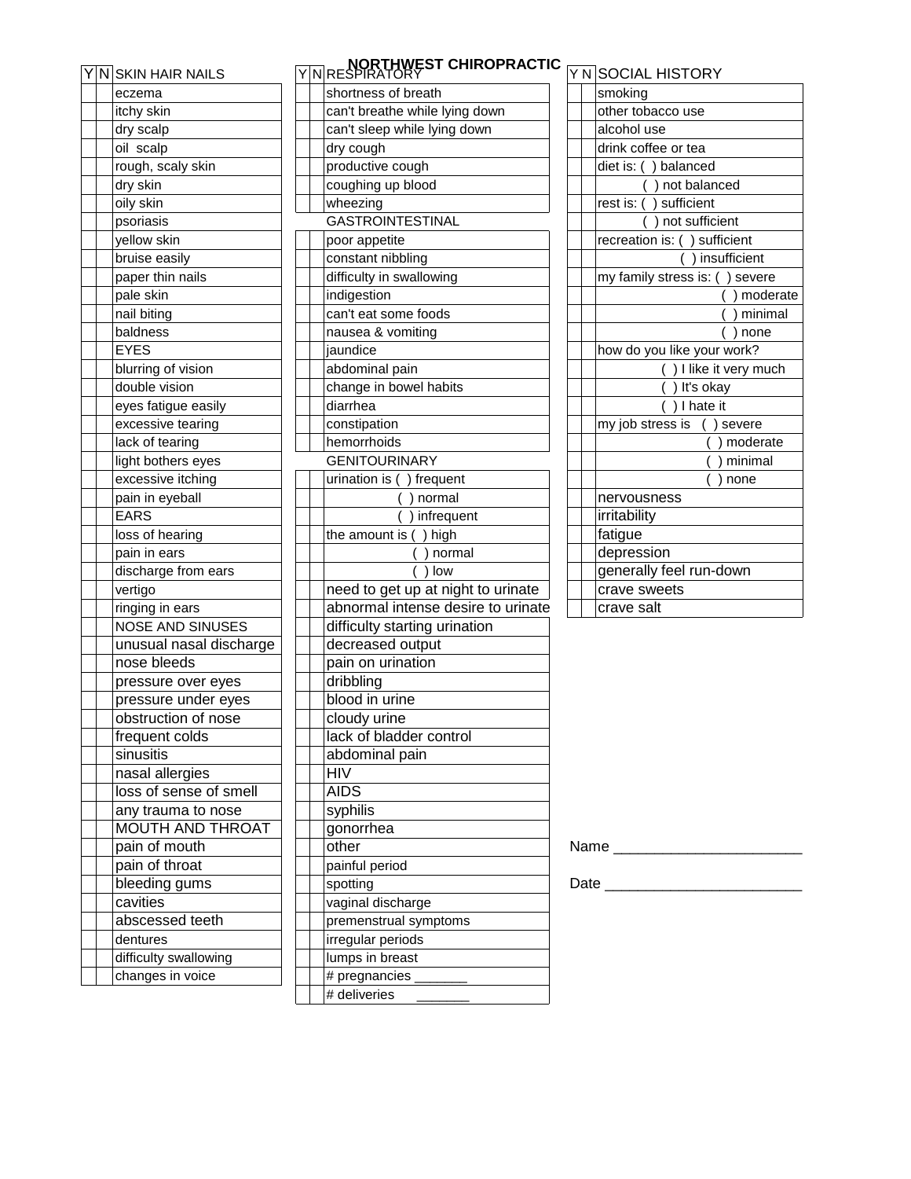# NORTHWEST CHIROPRACTIC

| Y | N | SKIN HAIR NAILS |
|---|---|---|
| | | eczema |
| | | itchy skin |
| | | dry scalp |
| | | oil scalp |
| | | rough, scaly skin |
| | | dry skin |
| | | oily skin |
| | | psoriasis |
| | | yellow skin |
| | | bruise easily |
| | | paper thin nails |
| | | pale skin |
| | | nail biting |
| | | baldness |
| | | EYES |
| | | blurring of vision |
| | | double vision |
| | | eyes fatigue easily |
| | | excessive tearing |
| | | lack of tearing |
| | | light bothers eyes |
| | | excessive itching |
| | | pain in eyeball |
| | | EARS |
| | | loss of hearing |
| | | pain in ears |
| | | discharge from ears |
| | | vertigo |
| | | ringing in ears |
| | | NOSE AND SINUSES |
| | | unusual nasal discharge |
| | | nose bleeds |
| | | pressure over eyes |
| | | pressure under eyes |
| | | obstruction of nose |
| | | frequent colds |
| | | sinusitis |
| | | nasal allergies |
| | | loss of sense of smell |
| | | any trauma to nose |
| | | MOUTH AND THROAT |
| | | pain of mouth |
| | | pain of throat |
| | | bleeding gums |
| | | cavities |
| | | abscessed teeth |
| | | dentures |
| | | difficulty swallowing |
| | | changes in voice |

| Y | N | RESPIRATORY |
|---|---|---|
| | | shortness of breath |
| | | can't breathe while lying down |
| | | can't sleep while lying down |
| | | dry cough |
| | | productive cough |
| | | coughing up blood |
| | | wheezing |
| | | GASTROINTESTINAL |
| | | poor appetite |
| | | constant nibbling |
| | | difficulty in swallowing |
| | | indigestion |
| | | can't eat some foods |
| | | nausea & vomiting |
| | | jaundice |
| | | abdominal pain |
| | | change in bowel habits |
| | | diarrhea |
| | | constipation |
| | | hemorrhoids |
| | | GENITOURINARY |
| | | urination is ( ) frequent |
| | | ( ) normal |
| | | ( ) infrequent |
| | | the amount is ( ) high |
| | | ( ) normal |
| | | ( ) low |
| | | need to get up at night to urinate |
| | | abnormal intense desire to urinate |
| | | difficulty starting urination |
| | | decreased output |
| | | pain on urination |
| | | dribbling |
| | | blood in urine |
| | | cloudy urine |
| | | lack of bladder control |
| | | abdominal pain |
| | | HIV |
| | | AIDS |
| | | syphilis |
| | | gonorrhea |
| | | other |
| | | painful period |
| | | spotting |
| | | vaginal discharge |
| | | premenstrual symptoms |
| | | irregular periods |
| | | lumps in breast |
| | | # pregnancies _______ |
| | | # deliveries _______ |

| Y | N | SOCIAL HISTORY |
|---|---|---|
| | | smoking |
| | | other tobacco use |
| | | alcohol use |
| | | drink coffee or tea |
| | | diet is: ( ) balanced |
| | | ( ) not balanced |
| | | rest is: ( ) sufficient |
| | | ( ) not sufficient |
| | | recreation is: ( ) sufficient |
| | | ( ) insufficient |
| | | my family stress is: ( ) severe |
| | | ( ) moderate |
| | | ( ) minimal |
| | | ( ) none |
| | | how do you like your work? |
| | | ( ) I like it very much |
| | | ( ) It's okay |
| | | ( ) I hate it |
| | | my job stress is ( ) severe |
| | | ( ) moderate |
| | | ( ) minimal |
| | | ( ) none |
| | | nervousness |
| | | irritability |
| | | fatigue |
| | | depression |
| | | generally feel run-down |
| | | crave sweets |
| | | crave salt |

Name _______________________

Date ________________________